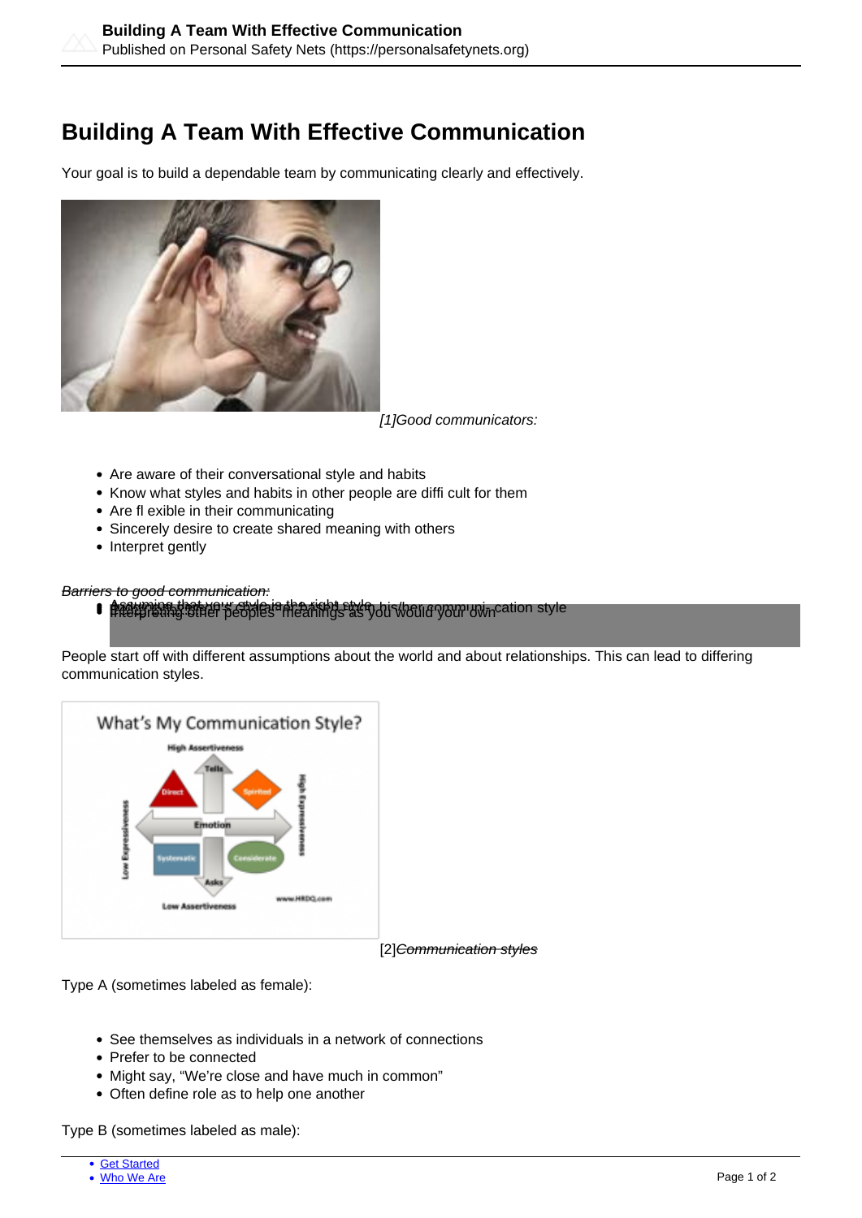# Building A Team With Effective Communication

Your goal is to build a dependable team by communicating clearly and effectively.

[1]*Good communicators:*

- Are aware of their conversational style and habits
- Know what styles and habits in other people are diffi cult for them
- Are fl exible in their communicating
- Sincerely desire to create shared meaning with others
- Interpret gently

*Barriers to good communication:*

- Assuming that your style is the right style
- Interpreting other peoples' meanings as you would your own his/her communi- cation style

People start off with different assumptions about the world and about relationships. This can lead to differing communication styles.

[2]*Communication styles*

Type A (sometimes labeled as female):

- See themselves as individuals in a network of connections
- Prefer to be connected
- Might say, "We're close and have much in common"
- Often define role as to help one another

Type B (sometimes labeled as male):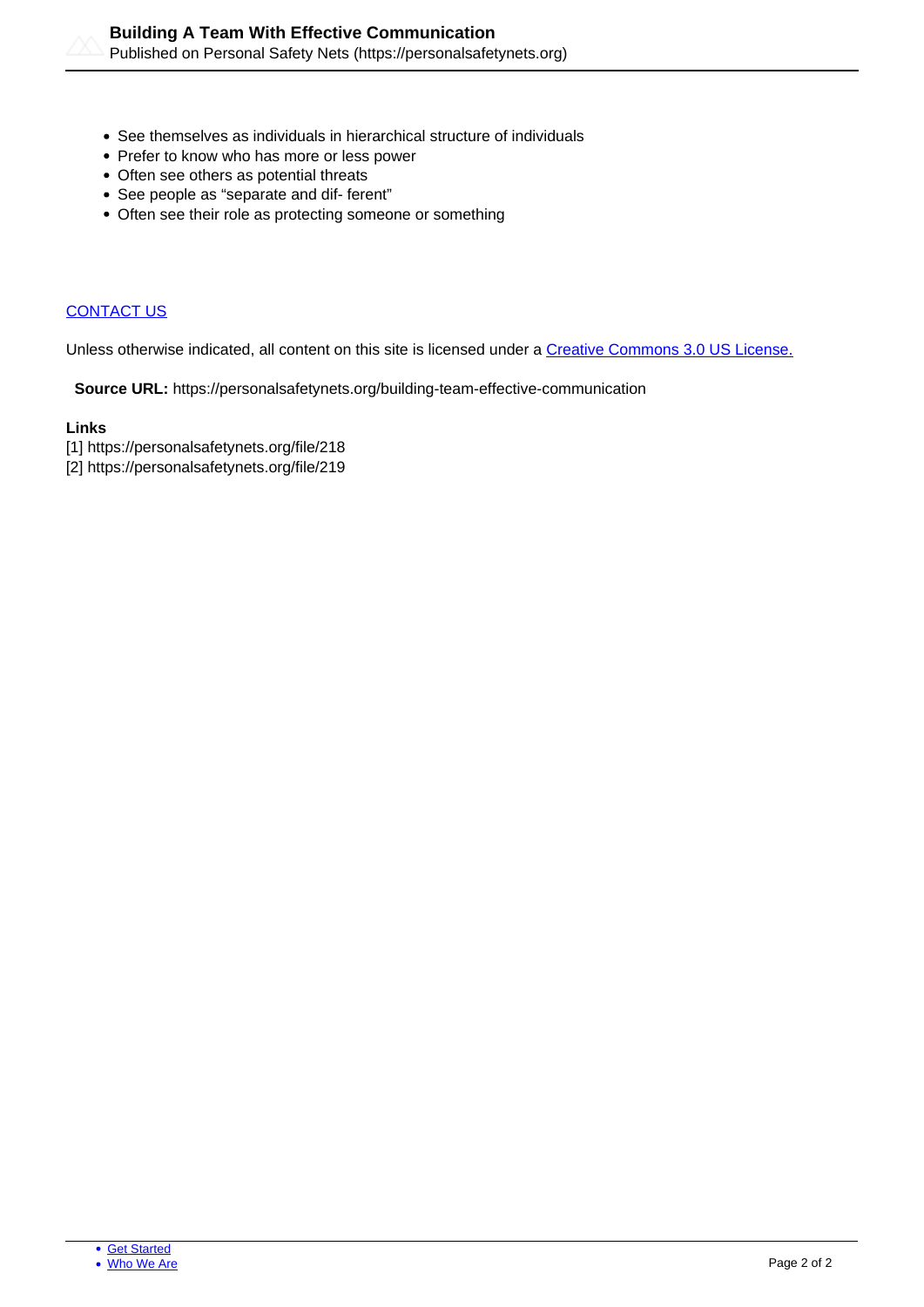- See themselves as individuals in hierarchical structure of individuals
- Prefer to know who has more or less power
- Often see others as potential threats
- See people as “separate and dif- ferent”
- Often see their role as protecting someone or something

[CONTACT US]

Unless otherwise indicated, all content on this site is licensed under a [Creative Commons 3.0 US License.]

**Source URL:** https://personalsafetynets.org/building-team-effective-communication

**Links**
[1] https://personalsafetynets.org/file/218
[2] https://personalsafetynets.org/file/219

- Get Started
- Who We Are